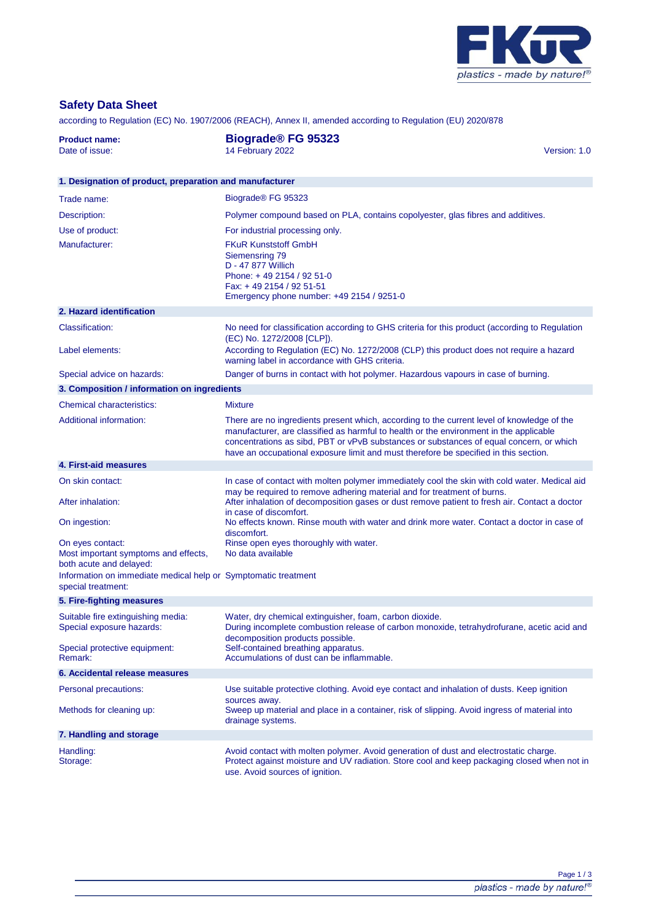# Safety Data Sheet

according to Regulation (EC) No. 1907/2006 (REACH), Annex II, amended according to Regulation (EU) 2020/878

| | | |
|---|---|---|
| **Product name:** | **Biograde® FG 95323** | |
| Date of issue: | 14 February 2022 | Version: 1.0 |

## 1. Designation of product, preparation and manufacturer

| | |
|---|---|
| Trade name: | Biograde® FG 95323 |
| Description: | Polymer compound based on PLA, contains copolyester, glas fibres and additives. |
| Use of product: | For industrial processing only. |
| Manufacturer: | FKuR Kunststoff GmbH<br>Siemensring 79<br>D - 47 877 Willich<br>Phone: + 49 2154 / 92 51-0<br>Fax: + 49 2154 / 92 51-51<br>Emergency phone number: +49 2154 / 9251-0 |

## 2. Hazard identification

| | |
|---|---|
| Classification: | No need for classification according to GHS criteria for this product (according to Regulation (EC) No. 1272/2008 [CLP]). |
| Label elements: | According to Regulation (EC) No. 1272/2008 (CLP) this product does not require a hazard warning label in accordance with GHS criteria. |
| Special advice on hazards: | Danger of burns in contact with hot polymer. Hazardous vapours in case of burning. |

## 3. Composition / information on ingredients

| | |
|---|---|
| Chemical characteristics: | Mixture |
| Additional information: | There are no ingredients present which, according to the current level of knowledge of the manufacturer, are classified as harmful to health or the environment in the applicable concentrations as sibd, PBT or vPvB substances or substances of equal concern, or which have an occupational exposure limit and must therefore be specified in this section. |

## 4. First-aid measures

| | |
|---|---|
| On skin contact: | In case of contact with molten polymer immediately cool the skin with cold water. Medical aid may be required to remove adhering material and for treatment of burns. |
| After inhalation: | After inhalation of decomposition gases or dust remove patient to fresh air. Contact a doctor in case of discomfort. |
| On ingestion: | No effects known. Rinse mouth with water and drink more water. Contact a doctor in case of discomfort. |
| On eyes contact: | Rinse open eyes thoroughly with water. |
| Most important symptoms and effects, both acute and delayed: | No data available |
| Information on immediate medical help or special treatment: | Symptomatic treatment |

## 5. Fire-fighting measures

| | |
|---|---|
| Suitable fire extinguishing media: | Water, dry chemical extinguisher, foam, carbon dioxide. |
| Special exposure hazards: | During incomplete combustion release of carbon monoxide, tetrahydrofurane, acetic acid and decomposition products possible. |
| Special protective equipment: | Self-contained breathing apparatus. |
| Remark: | Accumulations of dust can be inflammable. |

## 6. Accidental release measures

| | |
|---|---|
| Personal precautions: | Use suitable protective clothing. Avoid eye contact and inhalation of dusts. Keep ignition sources away. |
| Methods for cleaning up: | Sweep up material and place in a container, risk of slipping. Avoid ingress of material into drainage systems. |

## 7. Handling and storage

| | |
|---|---|
| Handling: | Avoid contact with molten polymer. Avoid generation of dust and electrostatic charge. |
| Storage: | Protect against moisture and UV radiation. Store cool and keep packaging closed when not in use. Avoid sources of ignition. |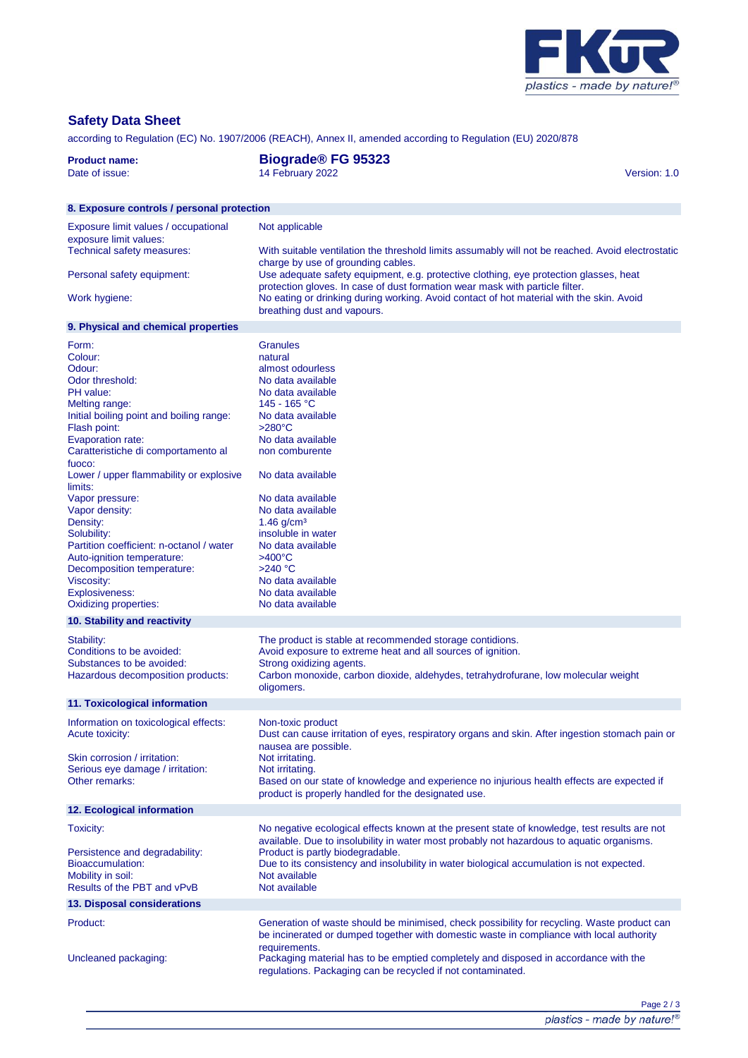## Safety Data Sheet

according to Regulation (EC) No. 1907/2006 (REACH), Annex II, amended according to Regulation (EU) 2020/878

**Product name:** **Biograde® FG 95323**
Date of issue: 14 February 2022
Version: 1.0

### 8. Exposure controls / personal protection

| | |
|---|---|
| Exposure limit values / occupational exposure limit values: | Not applicable |
| Technical safety measures: | With suitable ventilation the threshold limits assumably will not be reached. Avoid electrostatic charge by use of grounding cables. |
| Personal safety equipment: | Use adequate safety equipment, e.g. protective clothing, eye protection glasses, heat protection gloves. In case of dust formation wear mask with particle filter. |
| Work hygiene: | No eating or drinking during working. Avoid contact of hot material with the skin. Avoid breathing dust and vapours. |

### 9. Physical and chemical properties

| | |
|---|---|
| Form: | Granules |
| Colour: | natural |
| Odour: | almost odourless |
| Odor threshold: | No data available |
| PH value: | No data available |
| Melting range: | 145 - 165 °C |
| Initial boiling point and boiling range: | No data available |
| Flash point: | >280°C |
| Evaporation rate: | No data available |
| Caratteristiche di comportamento al fuoco: | non comburente |
| Lower / upper flammability or explosive limits: | No data available |
| Vapor pressure: | No data available |
| Vapor density: | No data available |
| Density: | 1.46 g/cm³ |
| Solubility: | insoluble in water |
| Partition coefficient: n-octanol / water | No data available |
| Auto-ignition temperature: | >400°C |
| Decomposition temperature: | >240 °C |
| Viscosity: | No data available |
| Explosiveness: | No data available |
| Oxidizing properties: | No data available |

### 10. Stability and reactivity

| | |
|---|---|
| Stability: | The product is stable at recommended storage contidions. |
| Conditions to be avoided: | Avoid exposure to extreme heat and all sources of ignition. |
| Substances to be avoided: | Strong oxidizing agents. |
| Hazardous decomposition products: | Carbon monoxide, carbon dioxide, aldehydes, tetrahydrofurane, low molecular weight oligomers. |

### 11. Toxicological information

| | |
|---|---|
| Information on toxicological effects: | Non-toxic product |
| Acute toxicity: | Dust can cause irritation of eyes, respiratory organs and skin. After ingestion stomach pain or nausea are possible. |
| Skin corrosion / irritation: | Not irritating. |
| Serious eye damage / irritation: | Not irritating. |
| Other remarks: | Based on our state of knowledge and experience no injurious health effects are expected if product is properly handled for the designated use. |

### 12. Ecological information

| | |
|---|---|
| Toxicity: | No negative ecological effects known at the present state of knowledge, test results are not available. Due to insolubility in water most probably not hazardous to aquatic organisms. |
| Persistence and degradability: | Product is partly biodegradable. |
| Bioaccumulation: | Due to its consistency and insolubility in water biological accumulation is not expected. |
| Mobility in soil: | Not available |
| Results of the PBT and vPvB | Not available |

### 13. Disposal considerations

| | |
|---|---|
| Product: | Generation of waste should be minimised, check possibility for recycling. Waste product can be incinerated or dumped together with domestic waste in compliance with local authority requirements. |
| Uncleaned packaging: | Packaging material has to be emptied completely and disposed in accordance with the regulations. Packaging can be recycled if not contaminated. |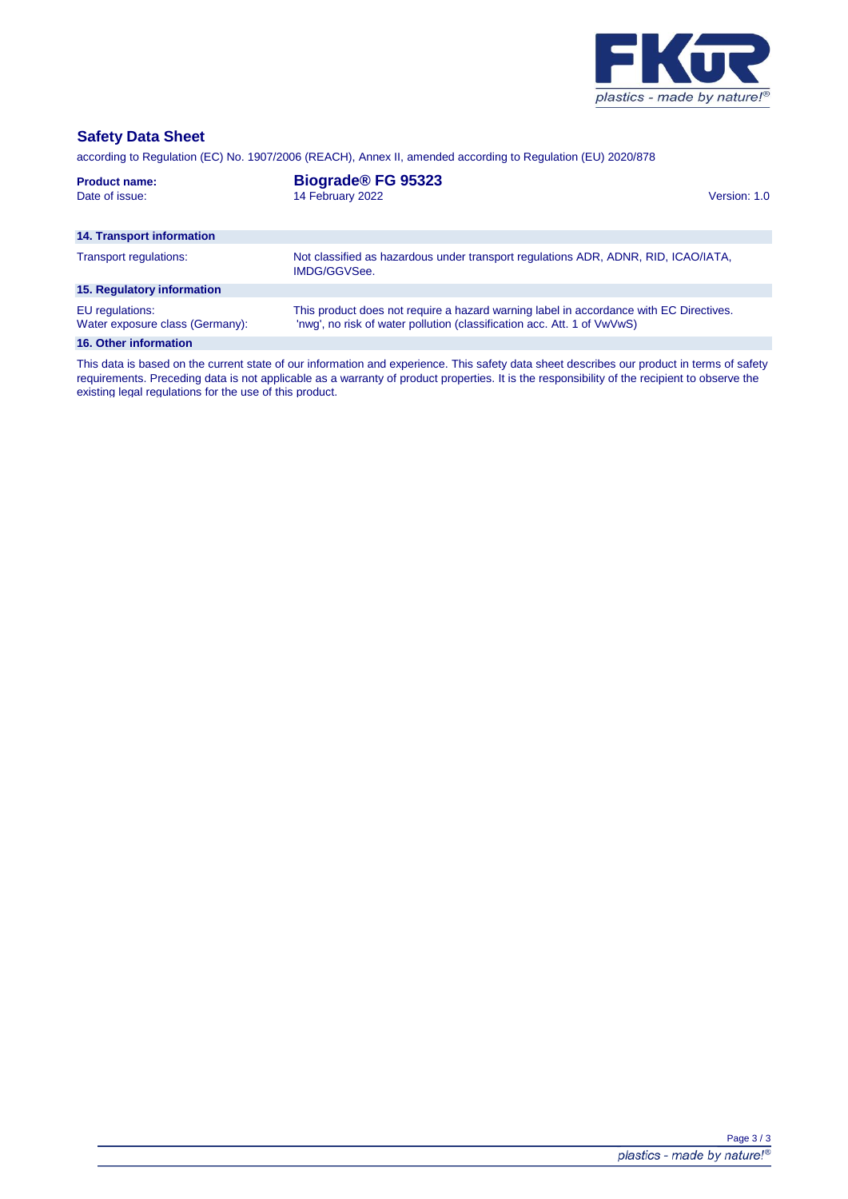## Safety Data Sheet

according to Regulation (EC) No. 1907/2006 (REACH), Annex II, amended according to Regulation (EU) 2020/878

| | | |
|---|---|---|
| **Product name:** | **Biograde® FG 95323** | |
| Date of issue: | 14 February 2022 | Version: 1.0 |

### 14. Transport information

| | |
|---|---|
| Transport regulations: | Not classified as hazardous under transport regulations ADR, ADNR, RID, ICAO/IATA, IMDG/GGVSee. |

### 15. Regulatory information

| | |
|---|---|
| EU regulations: | This product does not require a hazard warning label in accordance with EC Directives. |
| Water exposure class (Germany): | 'nwg', no risk of water pollution (classification acc. Att. 1 of VwVwS) |

### 16. Other information

This data is based on the current state of our information and experience. This safety data sheet describes our product in terms of safety requirements. Preceding data is not applicable as a warranty of product properties. It is the responsibility of the recipient to observe the existing legal regulations for the use of this product.